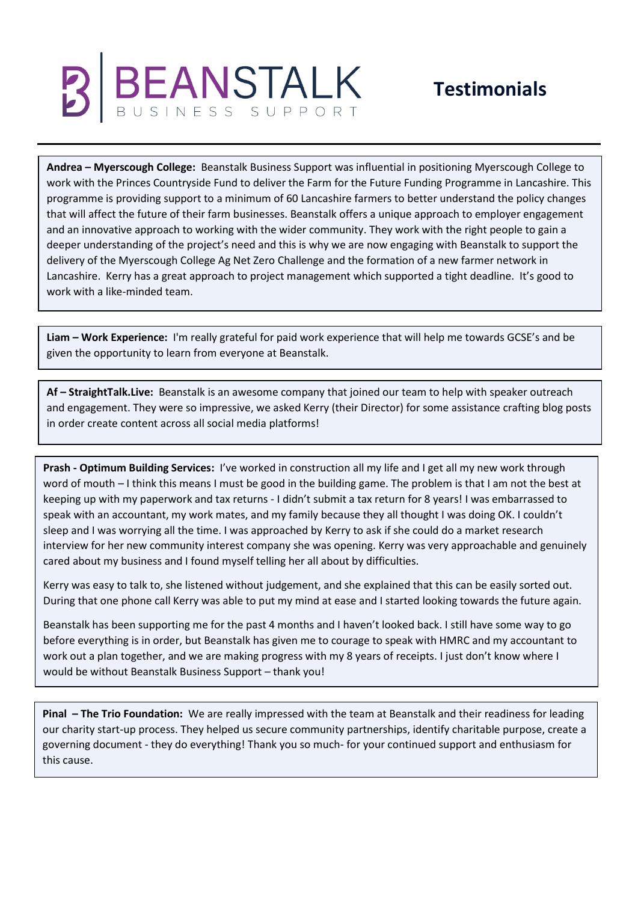# BEANSTALK BUSINESS SUPPORT

## Testimonials

**Andrea – Myerscough College:** Beanstalk Business Support was influential in positioning Myerscough College to work with the Princes Countryside Fund to deliver the Farm for the Future Funding Programme in Lancashire. This programme is providing support to a minimum of 60 Lancashire farmers to better understand the policy changes that will affect the future of their farm businesses. Beanstalk offers a unique approach to employer engagement and an innovative approach to working with the wider community. They work with the right people to gain a deeper understanding of the project's need and this is why we are now engaging with Beanstalk to support the delivery of the Myerscough College Ag Net Zero Challenge and the formation of a new farmer network in Lancashire. Kerry has a great approach to project management which supported a tight deadline. It's good to work with a like-minded team.

**Liam – Work Experience:** I'm really grateful for paid work experience that will help me towards GCSE's and be given the opportunity to learn from everyone at Beanstalk.

**Af – StraightTalk.Live:** Beanstalk is an awesome company that joined our team to help with speaker outreach and engagement. They were so impressive, we asked Kerry (their Director) for some assistance crafting blog posts in order create content across all social media platforms!

**Prash - Optimum Building Services:** I've worked in construction all my life and I get all my new work through word of mouth – I think this means I must be good in the building game. The problem is that I am not the best at keeping up with my paperwork and tax returns - I didn't submit a tax return for 8 years! I was embarrassed to speak with an accountant, my work mates, and my family because they all thought I was doing OK. I couldn't sleep and I was worrying all the time. I was approached by Kerry to ask if she could do a market research interview for her new community interest company she was opening. Kerry was very approachable and genuinely cared about my business and I found myself telling her all about by difficulties.

Kerry was easy to talk to, she listened without judgement, and she explained that this can be easily sorted out. During that one phone call Kerry was able to put my mind at ease and I started looking towards the future again.

Beanstalk has been supporting me for the past 4 months and I haven't looked back. I still have some way to go before everything is in order, but Beanstalk has given me to courage to speak with HMRC and my accountant to work out a plan together, and we are making progress with my 8 years of receipts. I just don't know where I would be without Beanstalk Business Support – thank you!

**Pinal – The Trio Foundation:** We are really impressed with the team at Beanstalk and their readiness for leading our charity start-up process. They helped us secure community partnerships, identify charitable purpose, create a governing document - they do everything! Thank you so much- for your continued support and enthusiasm for this cause.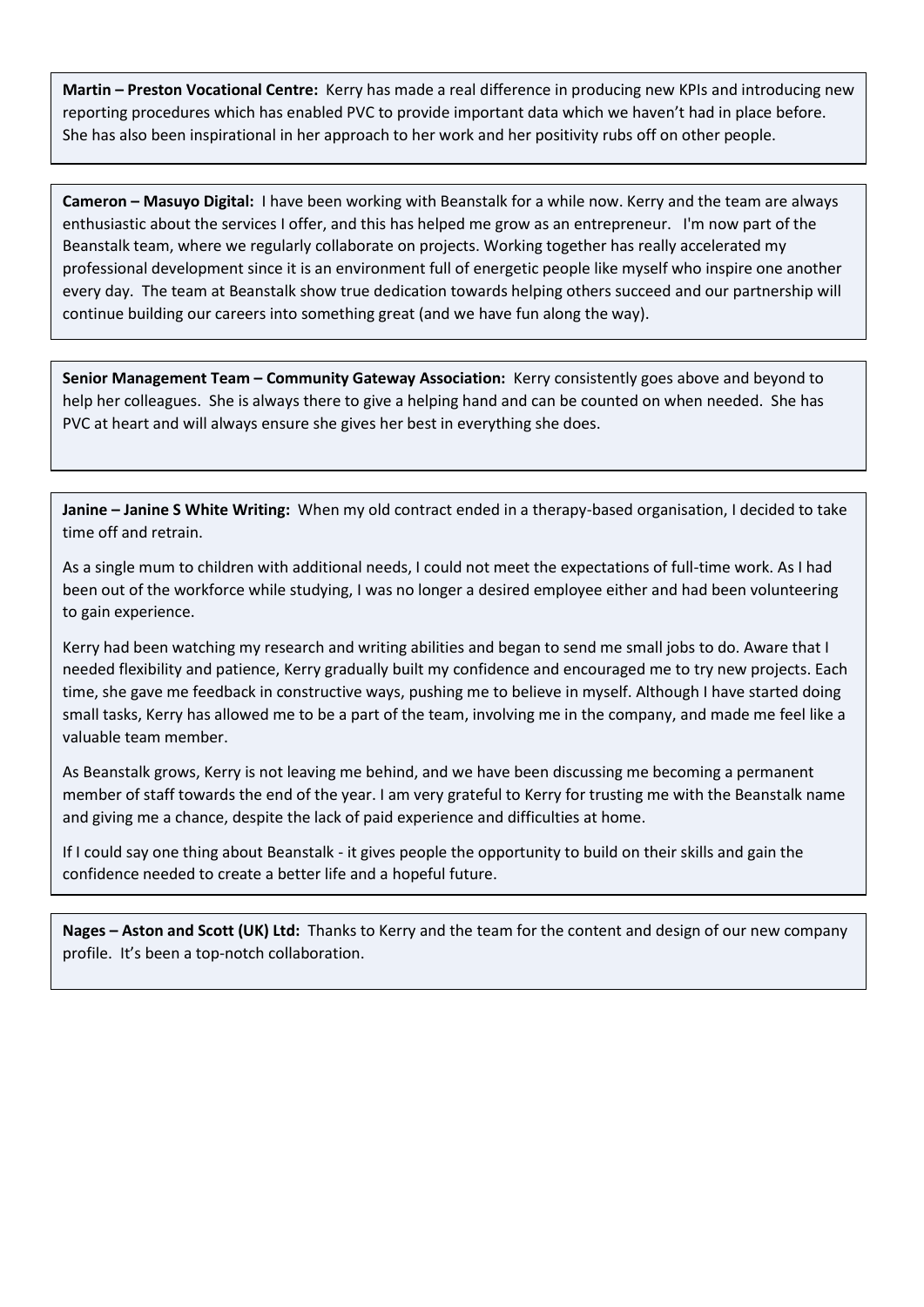**Martin – Preston Vocational Centre:** Kerry has made a real difference in producing new KPIs and introducing new reporting procedures which has enabled PVC to provide important data which we haven't had in place before. She has also been inspirational in her approach to her work and her positivity rubs off on other people.

**Cameron – Masuyo Digital:** I have been working with Beanstalk for a while now. Kerry and the team are always enthusiastic about the services I offer, and this has helped me grow as an entrepreneur. I'm now part of the Beanstalk team, where we regularly collaborate on projects. Working together has really accelerated my professional development since it is an environment full of energetic people like myself who inspire one another every day. The team at Beanstalk show true dedication towards helping others succeed and our partnership will continue building our careers into something great (and we have fun along the way).

**Senior Management Team – Community Gateway Association:** Kerry consistently goes above and beyond to help her colleagues. She is always there to give a helping hand and can be counted on when needed. She has PVC at heart and will always ensure she gives her best in everything she does.

**Janine – Janine S White Writing:** When my old contract ended in a therapy-based organisation, I decided to take time off and retrain.

As a single mum to children with additional needs, I could not meet the expectations of full-time work. As I had been out of the workforce while studying, I was no longer a desired employee either and had been volunteering to gain experience.

Kerry had been watching my research and writing abilities and began to send me small jobs to do. Aware that I needed flexibility and patience, Kerry gradually built my confidence and encouraged me to try new projects. Each time, she gave me feedback in constructive ways, pushing me to believe in myself. Although I have started doing small tasks, Kerry has allowed me to be a part of the team, involving me in the company, and made me feel like a valuable team member.

As Beanstalk grows, Kerry is not leaving me behind, and we have been discussing me becoming a permanent member of staff towards the end of the year. I am very grateful to Kerry for trusting me with the Beanstalk name and giving me a chance, despite the lack of paid experience and difficulties at home.

If I could say one thing about Beanstalk - it gives people the opportunity to build on their skills and gain the confidence needed to create a better life and a hopeful future.

**Nages – Aston and Scott (UK) Ltd:** Thanks to Kerry and the team for the content and design of our new company profile. It's been a top-notch collaboration.